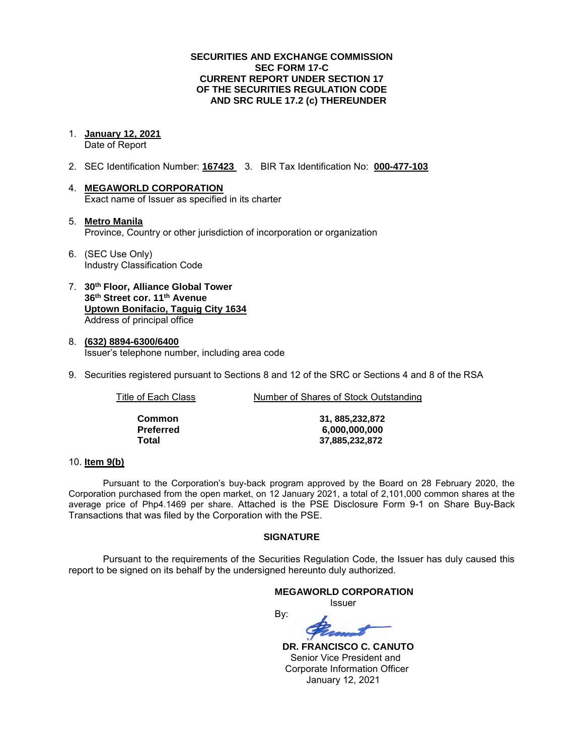**SECURITIES AND EXCHANGE COMMISSION**
**SEC FORM 17-C**
**CURRENT REPORT UNDER SECTION 17**
**OF THE SECURITIES REGULATION CODE**
**AND SRC RULE 17.2 (c) THEREUNDER**

1. **January 12, 2021**
   Date of Report

2. SEC Identification Number: **167423** 3. BIR Tax Identification No: **000-477-103**

4. **MEGAWORLD CORPORATION**
   Exact name of Issuer as specified in its charter

5. **Metro Manila**
   Province, Country or other jurisdiction of incorporation or organization

6. (SEC Use Only)
   Industry Classification Code

7. **30th Floor, Alliance Global Tower**
   **36th Street cor. 11th Avenue**
   **Uptown Bonifacio, Taguig City 1634**
   Address of principal office

8. **(632) 8894-6300/6400**
   Issuer's telephone number, including area code

9. Securities registered pursuant to Sections 8 and 12 of the SRC or Sections 4 and 8 of the RSA

| Title of Each Class | Number of Shares of Stock Outstanding |
|---|---|
| **Common** | **31, 885,232,872** |
| **Preferred** | **6,000,000,000** |
| **Total** | **37,885,232,872** |

10. **Item 9(b)**

Pursuant to the Corporation's buy-back program approved by the Board on 28 February 2020, the Corporation purchased from the open market, on 12 January 2021, a total of 2,101,000 common shares at the average price of Php4.1469 per share. Attached is the PSE Disclosure Form 9-1 on Share Buy-Back Transactions that was filed by the Corporation with the PSE.

**SIGNATURE**

Pursuant to the requirements of the Securities Regulation Code, the Issuer has duly caused this report to be signed on its behalf by the undersigned hereunto duly authorized.

**MEGAWORLD CORPORATION**
Issuer

By:

**DR. FRANCISCO C. CANUTO**
Senior Vice President and
Corporate Information Officer
January 12, 2021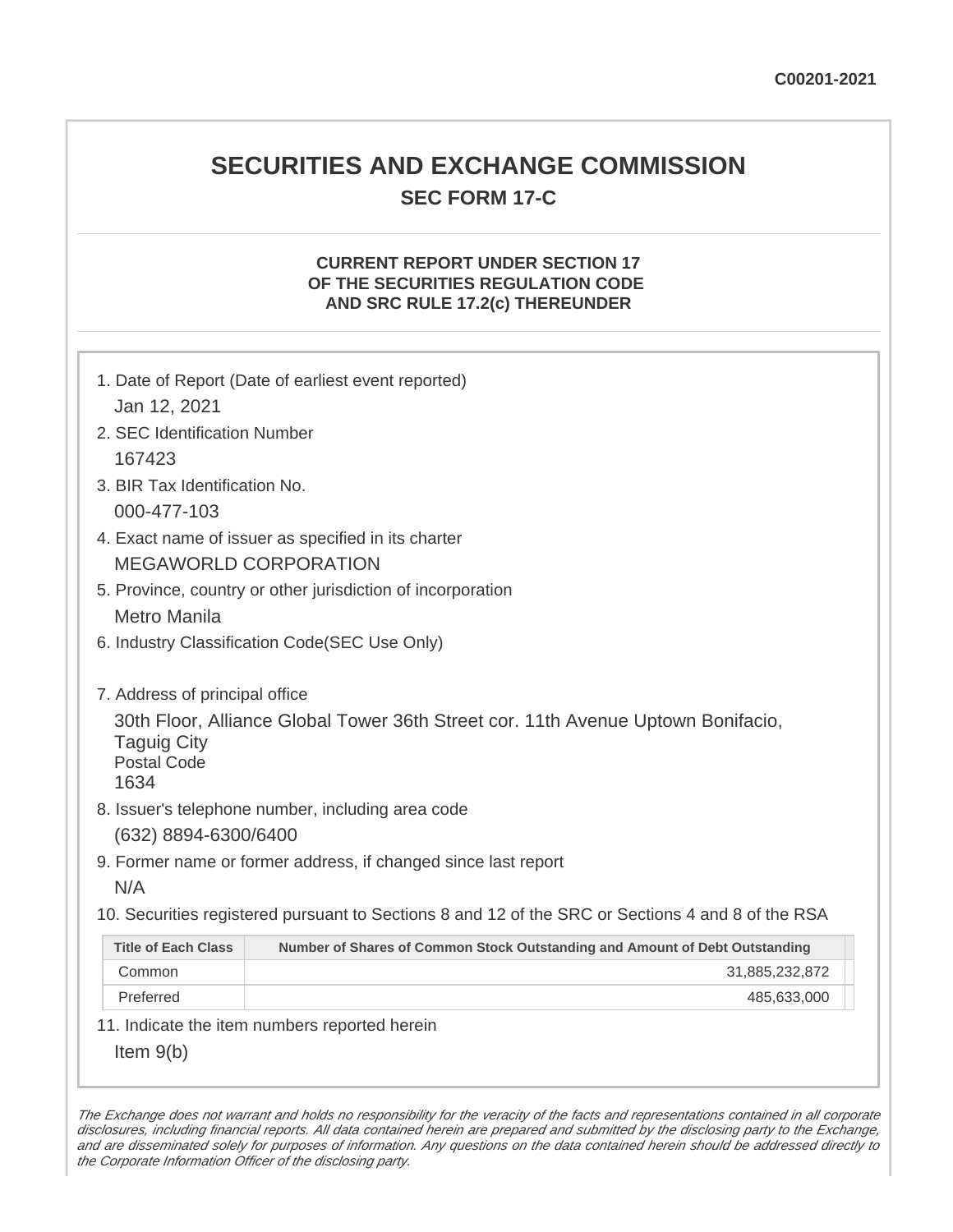C00201-2021

# SECURITIES AND EXCHANGE COMMISSION

## SEC FORM 17-C

### CURRENT REPORT UNDER SECTION 17 OF THE SECURITIES REGULATION CODE AND SRC RULE 17.2(c) THEREUNDER

1. Date of Report (Date of earliest event reported)
   Jan 12, 2021
2. SEC Identification Number
   167423
3. BIR Tax Identification No.
   000-477-103
4. Exact name of issuer as specified in its charter
   MEGAWORLD CORPORATION
5. Province, country or other jurisdiction of incorporation
   Metro Manila
6. Industry Classification Code(SEC Use Only)

7. Address of principal office
   30th Floor, Alliance Global Tower 36th Street cor. 11th Avenue Uptown Bonifacio, Taguig City
   Postal Code
   1634
8. Issuer's telephone number, including area code
   (632) 8894-6300/6400
9. Former name or former address, if changed since last report
   N/A
10. Securities registered pursuant to Sections 8 and 12 of the SRC or Sections 4 and 8 of the RSA

| Title of Each Class | Number of Shares of Common Stock Outstanding and Amount of Debt Outstanding |
|---|---|
| Common | 31,885,232,872 |
| Preferred | 485,633,000 |

11. Indicate the item numbers reported herein
    Item 9(b)

*The Exchange does not warrant and holds no responsibility for the veracity of the facts and representations contained in all corporate disclosures, including financial reports. All data contained herein are prepared and submitted by the disclosing party to the Exchange, and are disseminated solely for purposes of information. Any questions on the data contained herein should be addressed directly to the Corporate Information Officer of the disclosing party.*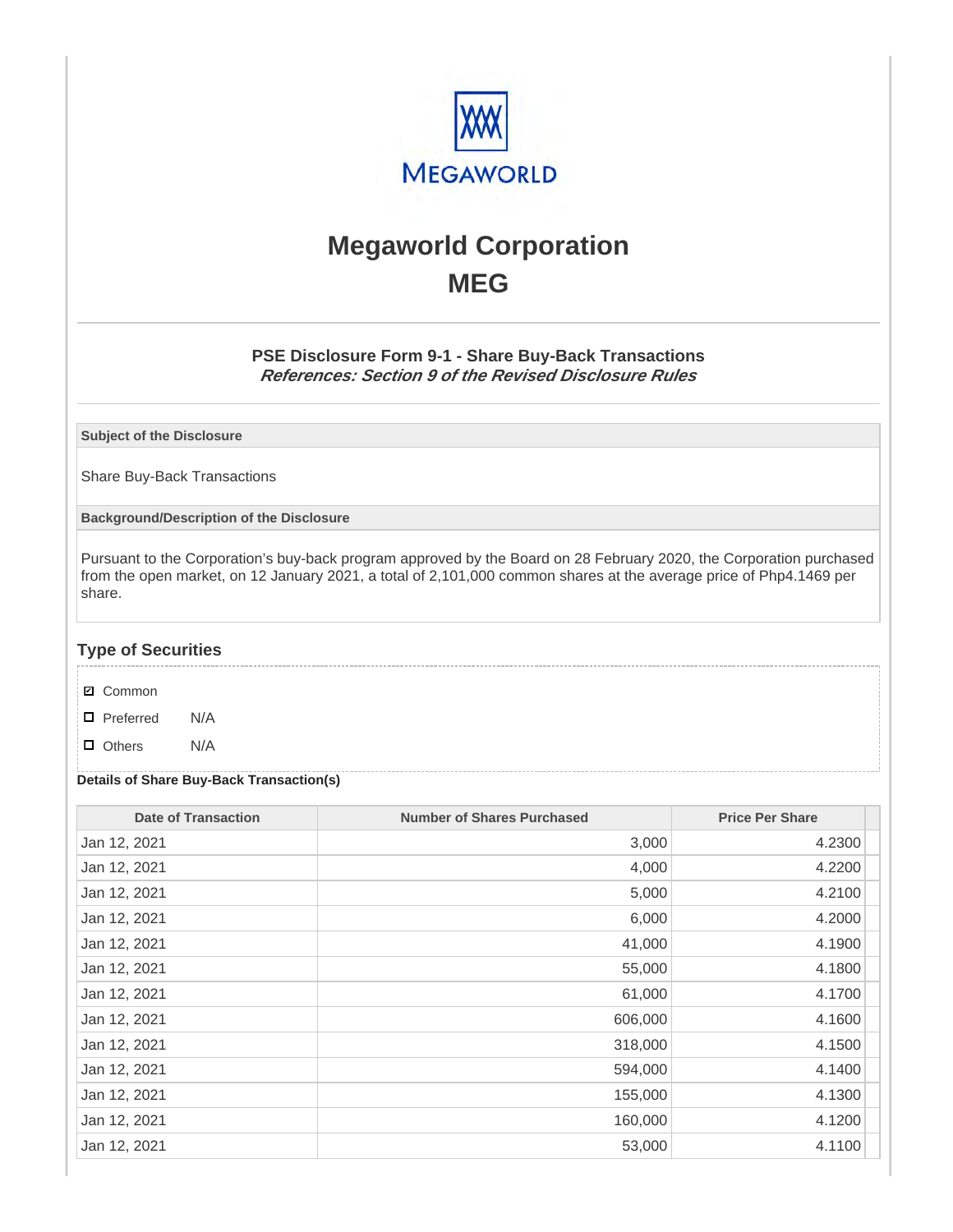# Megaworld Corporation
## MEG

### PSE Disclosure Form 9-1 - Share Buy-Back Transactions
***References: Section 9 of the Revised Disclosure Rules***

**Subject of the Disclosure**

Share Buy-Back Transactions

**Background/Description of the Disclosure**

Pursuant to the Corporation's buy-back program approved by the Board on 28 February 2020, the Corporation purchased from the open market, on 12 January 2021, a total of 2,101,000 common shares at the average price of Php4.1469 per share.

### Type of Securities

- ☑ Common
- ☐ Preferred N/A
- ☐ Others N/A

**Details of Share Buy-Back Transaction(s)**

| Date of Transaction | Number of Shares Purchased | Price Per Share |
|---|---|---|
| Jan 12, 2021 | 3,000 | 4.2300 |
| Jan 12, 2021 | 4,000 | 4.2200 |
| Jan 12, 2021 | 5,000 | 4.2100 |
| Jan 12, 2021 | 6,000 | 4.2000 |
| Jan 12, 2021 | 41,000 | 4.1900 |
| Jan 12, 2021 | 55,000 | 4.1800 |
| Jan 12, 2021 | 61,000 | 4.1700 |
| Jan 12, 2021 | 606,000 | 4.1600 |
| Jan 12, 2021 | 318,000 | 4.1500 |
| Jan 12, 2021 | 594,000 | 4.1400 |
| Jan 12, 2021 | 155,000 | 4.1300 |
| Jan 12, 2021 | 160,000 | 4.1200 |
| Jan 12, 2021 | 53,000 | 4.1100 |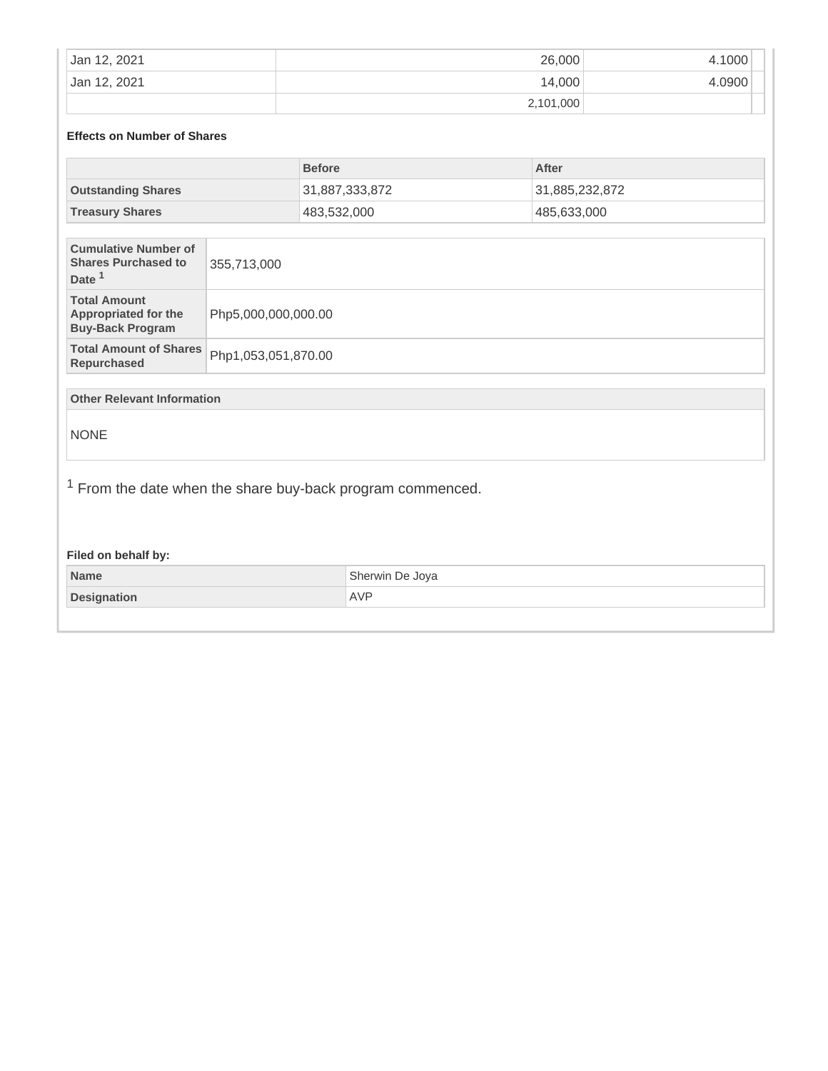| | | | |
|---|---|---|---|
| Jan 12, 2021 | 26,000 | 4.1000 | |
| Jan 12, 2021 | 14,000 | 4.0900 | |
| | 2,101,000 | | |

**Effects on Number of Shares**

| | Before | After |
|---|---|---|
| **Outstanding Shares** | 31,887,333,872 | 31,885,232,872 |
| **Treasury Shares** | 483,532,000 | 485,633,000 |

| | |
|---|---|
| **Cumulative Number of Shares Purchased to Date [1]** | 355,713,000 |
| **Total Amount Appropriated for the Buy-Back Program** | Php5,000,000,000.00 |
| **Total Amount of Shares Repurchased** | Php1,053,051,870.00 |

**Other Relevant Information**

NONE

[1] From the date when the share buy-back program commenced.

**Filed on behalf by:**

| | |
|---|---|
| **Name** | Sherwin De Joya |
| **Designation** | AVP |